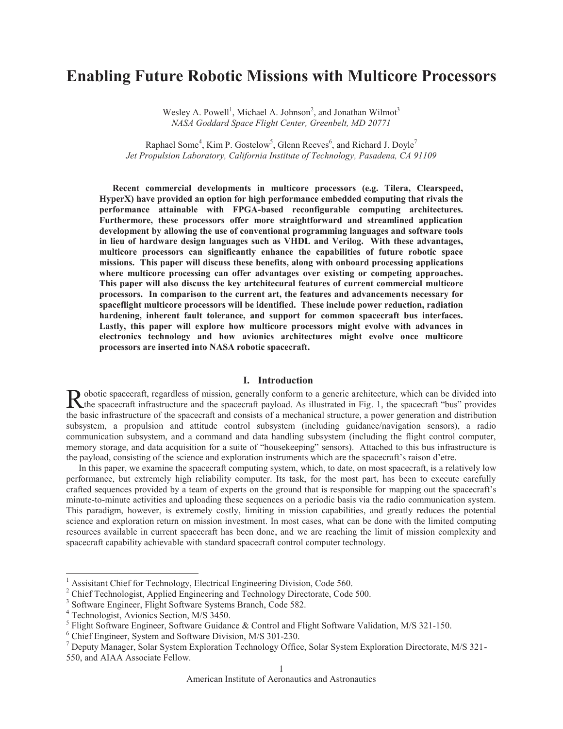# Enabling Future Robotic Missions with Multicore Processors

Wesley A. Powell[1], Michael A. Johnson[2], and Jonathan Wilmot[3]
*NASA Goddard Space Flight Center, Greenbelt, MD 20771*

Raphael Some[4], Kim P. Gostelow[5], Glenn Reeves[6], and Richard J. Doyle[7]
*Jet Propulsion Laboratory, California Institute of Technology, Pasadena, CA 91109*

**Recent commercial developments in multicore processors (e.g. Tilera, Clearspeed, HyperX) have provided an option for high performance embedded computing that rivals the performance attainable with FPGA-based reconfigurable computing architectures. Furthermore, these processors offer more straightforward and streamlined application development by allowing the use of conventional programming languages and software tools in lieu of hardware design languages such as VHDL and Verilog. With these advantages, multicore processors can significantly enhance the capabilities of future robotic space missions. This paper will discuss these benefits, along with onboard processing applications where multicore processing can offer advantages over existing or competing approaches. This paper will also discuss the key artchitecural features of current commercial multicore processors. In comparison to the current art, the features and advancements necessary for spaceflight multicore processors will be identified. These include power reduction, radiation hardening, inherent fault tolerance, and support for common spacecraft bus interfaces. Lastly, this paper will explore how multicore processors might evolve with advances in electronics technology and how avionics architectures might evolve once multicore processors are inserted into NASA robotic spacecraft.**

## I. Introduction

Robotic spacecraft, regardless of mission, generally conform to a generic architecture, which can be divided into the spacecraft infrastructure and the spacecraft payload. As illustrated in Fig. 1, the spacecraft "bus" provides the basic infrastructure of the spacecraft and consists of a mechanical structure, a power generation and distribution subsystem, a propulsion and attitude control subsystem (including guidance/navigation sensors), a radio communication subsystem, and a command and data handling subsystem (including the flight control computer, memory storage, and data acquisition for a suite of "housekeeping" sensors). Attached to this bus infrastructure is the payload, consisting of the science and exploration instruments which are the spacecraft's raison d'etre.

In this paper, we examine the spacecraft computing system, which, to date, on most spacecraft, is a relatively low performance, but extremely high reliability computer. Its task, for the most part, has been to execute carefully crafted sequences provided by a team of experts on the ground that is responsible for mapping out the spacecraft's minute-to-minute activities and uploading these sequences on a periodic basis via the radio communication system. This paradigm, however, is extremely costly, limiting in mission capabilities, and greatly reduces the potential science and exploration return on mission investment. In most cases, what can be done with the limited computing resources available in current spacecraft has been done, and we are reaching the limit of mission complexity and spacecraft capability achievable with standard spacecraft control computer technology.

---

[1] Assisitant Chief for Technology, Electrical Engineering Division, Code 560.
[2] Chief Technologist, Applied Engineering and Technology Directorate, Code 500.
[3] Software Engineer, Flight Software Systems Branch, Code 582.
[4] Technologist, Avionics Section, M/S 3450.
[5] Flight Software Engineer, Software Guidance & Control and Flight Software Validation, M/S 321-150.
[6] Chief Engineer, System and Software Division, M/S 301-230.
[7] Deputy Manager, Solar System Exploration Technology Office, Solar System Exploration Directorate, M/S 321-550, and AIAA Associate Fellow.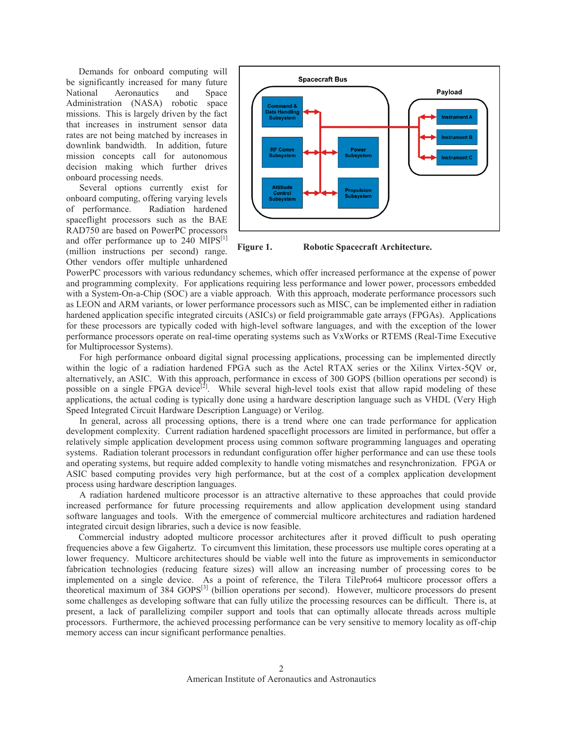Demands for onboard computing will be significantly increased for many future National Aeronautics and Space Administration (NASA) robotic space missions. This is largely driven by the fact that increases in instrument sensor data rates are not being matched by increases in downlink bandwidth. In addition, future mission concepts call for autonomous decision making which further drives onboard processing needs.

Spacecraft Bus

Command & Data Handling Subsystem

RF Comm Subsystem

Power Subsystem

Attitude Control Subsystem

Propulsion Subsystem

Payload

Instrument A

Instrument B

Instrument C

**Figure 1. Robotic Spacecraft Architecture.**

Several options currently exist for onboard computing, offering varying levels of performance. Radiation hardened spaceflight processors such as the BAE RAD750 are based on PowerPC processors and offer performance up to 240 MIPS[1] (million instructions per second) range. Other vendors offer multiple unhardened PowerPC processors with various redundancy schemes, which offer increased performance at the expense of power and programming complexity. For applications requiring less performance and lower power, processors embedded with a System-On-a-Chip (SOC) are a viable approach. With this approach, moderate performance processors such as LEON and ARM variants, or lower performance processors such as MISC, can be implemented either in radiation hardened application specific integrated circuits (ASICs) or field proigrammable gate arrays (FPGAs). Applications for these processors are typically coded with high-level software languages, and with the exception of the lower performance processors operate on real-time operating systems such as VxWorks or RTEMS (Real-Time Executive for Multiprocessor Systems).

For high performance onboard digital signal processing applications, processing can be implemented directly within the logic of a radiation hardened FPGA such as the Actel RTAX series or the Xilinx Virtex-5QV or, alternatively, an ASIC. With this approach, performance in excess of 300 GOPS (billion operations per second) is possible on a single FPGA device[2]. While several high-level tools exist that allow rapid modeling of these applications, the actual coding is typically done using a hardware description language such as VHDL (Very High Speed Integrated Circuit Hardware Description Language) or Verilog.

In general, across all processing options, there is a trend where one can trade performance for application development complexity. Current radiation hardened spaceflight processors are limited in performance, but offer a relatively simple application development process using common software programming languages and operating systems. Radiation tolerant processors in redundant configuration offer higher performance and can use these tools and operating systems, but require added complexity to handle voting mismatches and resynchronization. FPGA or ASIC based computing provides very high performance, but at the cost of a complex application development process using hardware description languages.

A radiation hardened multicore processor is an attractive alternative to these approaches that could provide increased performance for future processing requirements and allow application development using standard software languages and tools. With the emergence of commercial multicore architectures and radiation hardened integrated circuit design libraries, such a device is now feasible.

Commercial industry adopted multicore processor architectures after it proved difficult to push operating frequencies above a few Gigahertz. To circumvent this limitation, these processors use multiple cores operating at a lower frequency. Multicore architectures should be viable well into the future as improvements in semiconductor fabrication technologies (reducing feature sizes) will allow an increasing number of processing cores to be implemented on a single device. As a point of reference, the Tilera TilePro64 multicore processor offers a theoretical maximum of 384 GOPS[3] (billion operations per second). However, multicore processors do present some challenges as developing software that can fully utilize the processing resources can be difficult. There is, at present, a lack of parallelizing compiler support and tools that can optimally allocate threads across multiple processors. Furthermore, the achieved processing performance can be very sensitive to memory locality as off-chip memory access can incur significant performance penalties.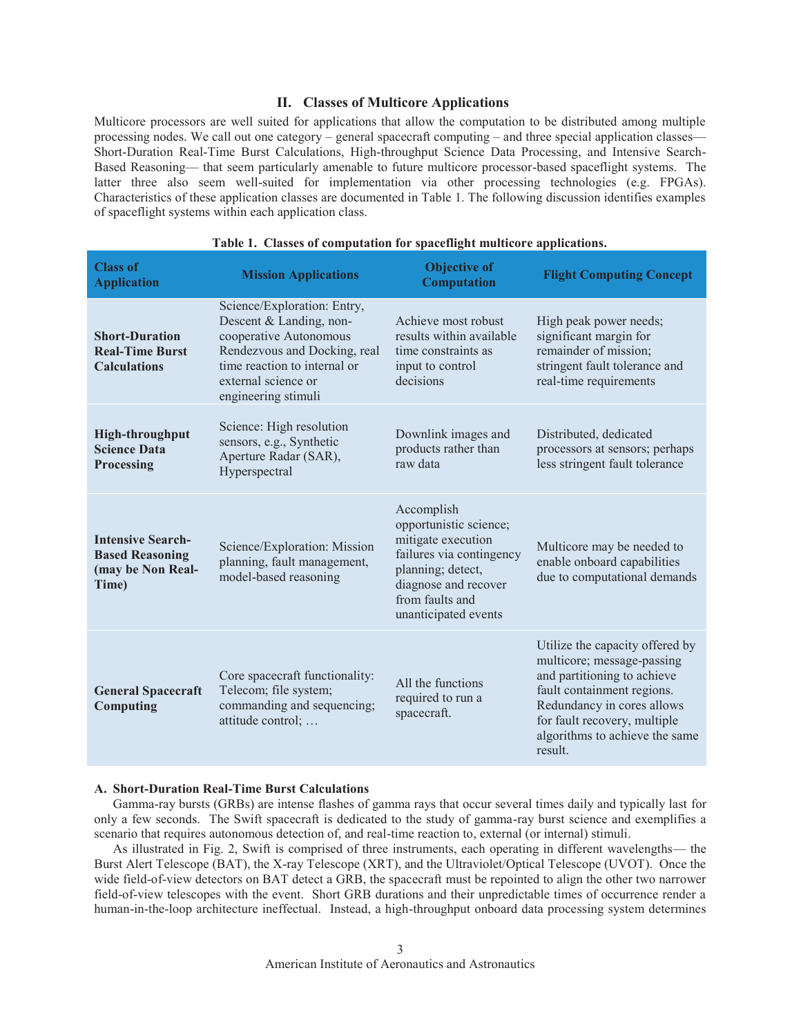## II. Classes of Multicore Applications

Multicore processors are well suited for applications that allow the computation to be distributed among multiple processing nodes. We call out one category – general spacecraft computing – and three special application classes— Short-Duration Real-Time Burst Calculations, High-throughput Science Data Processing, and Intensive Search-Based Reasoning— that seem particularly amenable to future multicore processor-based spaceflight systems. The latter three also seem well-suited for implementation via other processing technologies (e.g. FPGAs). Characteristics of these application classes are documented in Table 1. The following discussion identifies examples of spaceflight systems within each application class.

**Table 1. Classes of computation for spaceflight multicore applications.**

| Class of Application | Mission Applications | Objective of Computation | Flight Computing Concept |
|---|---|---|---|
| **Short-Duration Real-Time Burst Calculations** | Science/Exploration: Entry, Descent & Landing, non-cooperative Autonomous Rendezvous and Docking, real time reaction to internal or external science or engineering stimuli | Achieve most robust results within available time constraints as input to control decisions | High peak power needs; significant margin for remainder of mission; stringent fault tolerance and real-time requirements |
| **High-throughput Science Data Processing** | Science: High resolution sensors, e.g., Synthetic Aperture Radar (SAR), Hyperspectral | Downlink images and products rather than raw data | Distributed, dedicated processors at sensors; perhaps less stringent fault tolerance |
| **Intensive Search-Based Reasoning (may be Non Real-Time)** | Science/Exploration: Mission planning, fault management, model-based reasoning | Accomplish opportunistic science; mitigate execution failures via contingency planning; detect, diagnose and recover from faults and unanticipated events | Multicore may be needed to enable onboard capabilities due to computational demands |
| **General Spacecraft Computing** | Core spacecraft functionality: Telecom; file system; commanding and sequencing; attitude control; … | All the functions required to run a spacecraft. | Utilize the capacity offered by multicore; message-passing and partitioning to achieve fault containment regions. Redundancy in cores allows for fault recovery, multiple algorithms to achieve the same result. |

### A. Short-Duration Real-Time Burst Calculations

Gamma-ray bursts (GRBs) are intense flashes of gamma rays that occur several times daily and typically last for only a few seconds. The Swift spacecraft is dedicated to the study of gamma-ray burst science and exemplifies a scenario that requires autonomous detection of, and real-time reaction to, external (or internal) stimuli.

As illustrated in Fig. 2, Swift is comprised of three instruments, each operating in different wavelengths— the Burst Alert Telescope (BAT), the X-ray Telescope (XRT), and the Ultraviolet/Optical Telescope (UVOT). Once the wide field-of-view detectors on BAT detect a GRB, the spacecraft must be repointed to align the other two narrower field-of-view telescopes with the event. Short GRB durations and their unpredictable times of occurrence render a human-in-the-loop architecture ineffectual. Instead, a high-throughput onboard data processing system determines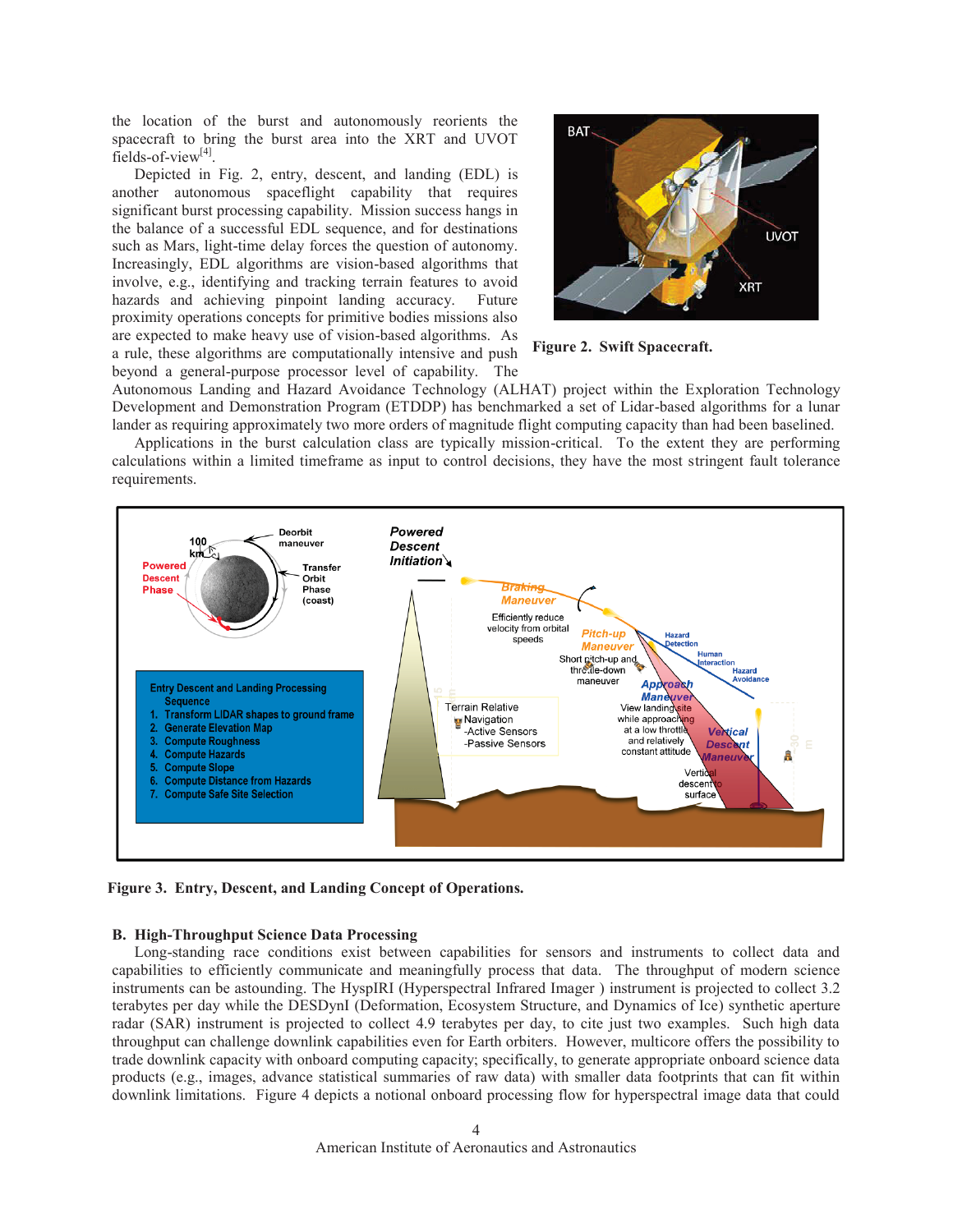the location of the burst and autonomously reorients the spacecraft to bring the burst area into the XRT and UVOT fields-of-view[4].

Depicted in Fig. 2, entry, descent, and landing (EDL) is another autonomous spaceflight capability that requires significant burst processing capability. Mission success hangs in the balance of a successful EDL sequence, and for destinations such as Mars, light-time delay forces the question of autonomy. Increasingly, EDL algorithms are vision-based algorithms that involve, e.g., identifying and tracking terrain features to avoid hazards and achieving pinpoint landing accuracy. Future proximity operations concepts for primitive bodies missions also are expected to make heavy use of vision-based algorithms. As a rule, these algorithms are computationally intensive and push beyond a general-purpose processor level of capability. The Autonomous Landing and Hazard Avoidance Technology (ALHAT) project within the Exploration Technology Development and Demonstration Program (ETDDP) has benchmarked a set of Lidar-based algorithms for a lunar lander as requiring approximately two more orders of magnitude flight computing capacity than had been baselined.

**Figure 2. Swift Spacecraft.**

Applications in the burst calculation class are typically mission-critical. To the extent they are performing calculations within a limited timeframe as input to control decisions, they have the most stringent fault tolerance requirements.

**Figure 3. Entry, Descent, and Landing Concept of Operations.**

## B. High-Throughput Science Data Processing

Long-standing race conditions exist between capabilities for sensors and instruments to collect data and capabilities to efficiently communicate and meaningfully process that data. The throughput of modern science instruments can be astounding. The HyspIRI (Hyperspectral Infrared Imager ) instrument is projected to collect 3.2 terabytes per day while the DESDynI (Deformation, Ecosystem Structure, and Dynamics of Ice) synthetic aperture radar (SAR) instrument is projected to collect 4.9 terabytes per day, to cite just two examples. Such high data throughput can challenge downlink capabilities even for Earth orbiters. However, multicore offers the possibility to trade downlink capacity with onboard computing capacity; specifically, to generate appropriate onboard science data products (e.g., images, advance statistical summaries of raw data) with smaller data footprints that can fit within downlink limitations. Figure 4 depicts a notional onboard processing flow for hyperspectral image data that could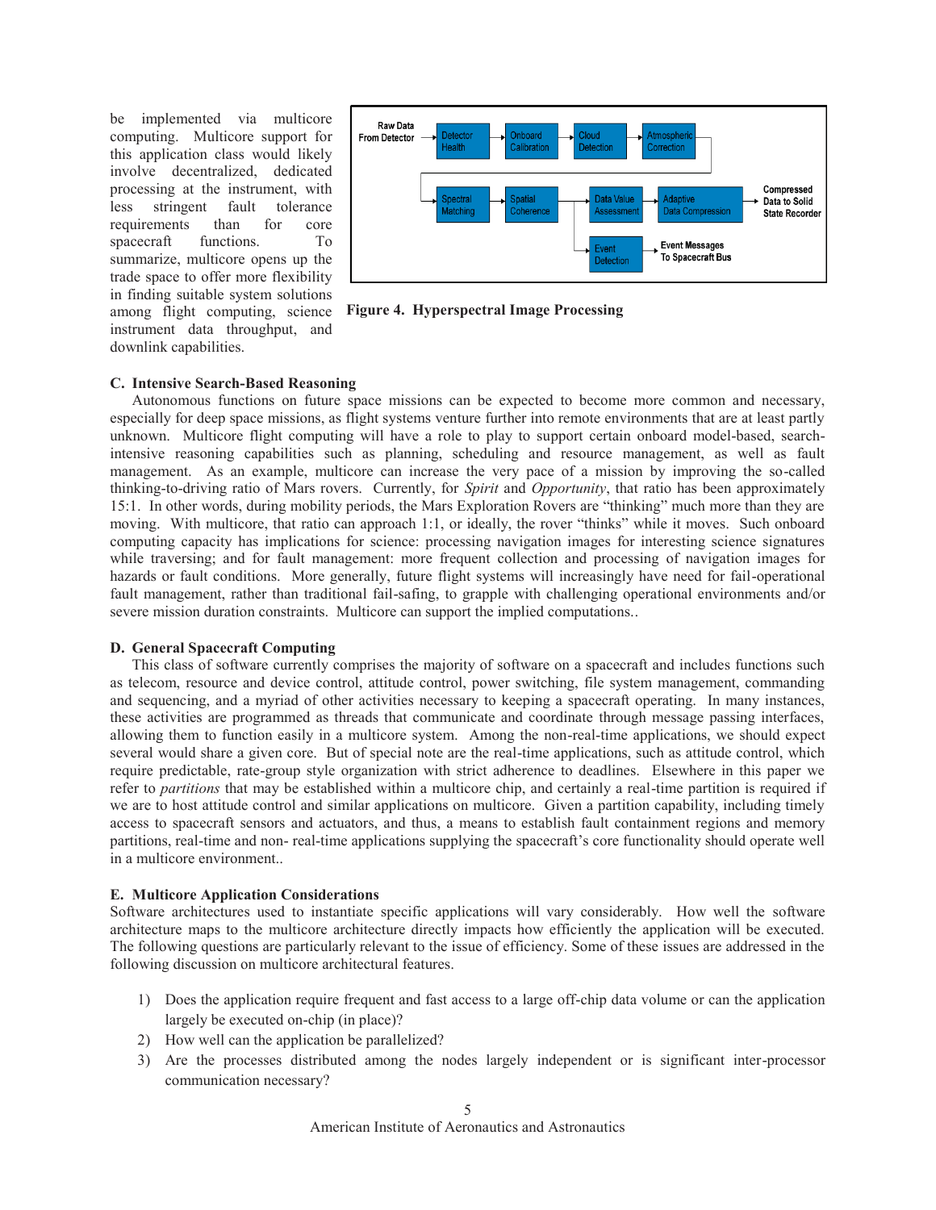be implemented via multicore computing. Multicore support for this application class would likely involve decentralized, dedicated processing at the instrument, with less stringent fault tolerance requirements than for core spacecraft functions. To summarize, multicore opens up the trade space to offer more flexibility in finding suitable system solutions among flight computing, science instrument data throughput, and downlink capabilities.

**Figure 4. Hyperspectral Image Processing**

### C. Intensive Search-Based Reasoning

Autonomous functions on future space missions can be expected to become more common and necessary, especially for deep space missions, as flight systems venture further into remote environments that are at least partly unknown. Multicore flight computing will have a role to play to support certain onboard model-based, search-intensive reasoning capabilities such as planning, scheduling and resource management, as well as fault management. As an example, multicore can increase the very pace of a mission by improving the so-called thinking-to-driving ratio of Mars rovers. Currently, for *Spirit* and *Opportunity*, that ratio has been approximately 15:1. In other words, during mobility periods, the Mars Exploration Rovers are "thinking" much more than they are moving. With multicore, that ratio can approach 1:1, or ideally, the rover "thinks" while it moves. Such onboard computing capacity has implications for science: processing navigation images for interesting science signatures while traversing; and for fault management: more frequent collection and processing of navigation images for hazards or fault conditions. More generally, future flight systems will increasingly have need for fail-operational fault management, rather than traditional fail-safing, to grapple with challenging operational environments and/or severe mission duration constraints. Multicore can support the implied computations..

### D. General Spacecraft Computing

This class of software currently comprises the majority of software on a spacecraft and includes functions such as telecom, resource and device control, attitude control, power switching, file system management, commanding and sequencing, and a myriad of other activities necessary to keeping a spacecraft operating. In many instances, these activities are programmed as threads that communicate and coordinate through message passing interfaces, allowing them to function easily in a multicore system. Among the non-real-time applications, we should expect several would share a given core. But of special note are the real-time applications, such as attitude control, which require predictable, rate-group style organization with strict adherence to deadlines. Elsewhere in this paper we refer to *partitions* that may be established within a multicore chip, and certainly a real-time partition is required if we are to host attitude control and similar applications on multicore. Given a partition capability, including timely access to spacecraft sensors and actuators, and thus, a means to establish fault containment regions and memory partitions, real-time and non- real-time applications supplying the spacecraft's core functionality should operate well in a multicore environment..

### E. Multicore Application Considerations

Software architectures used to instantiate specific applications will vary considerably. How well the software architecture maps to the multicore architecture directly impacts how efficiently the application will be executed. The following questions are particularly relevant to the issue of efficiency. Some of these issues are addressed in the following discussion on multicore architectural features.

1) Does the application require frequent and fast access to a large off-chip data volume or can the application largely be executed on-chip (in place)?
2) How well can the application be parallelized?
3) Are the processes distributed among the nodes largely independent or is significant inter-processor communication necessary?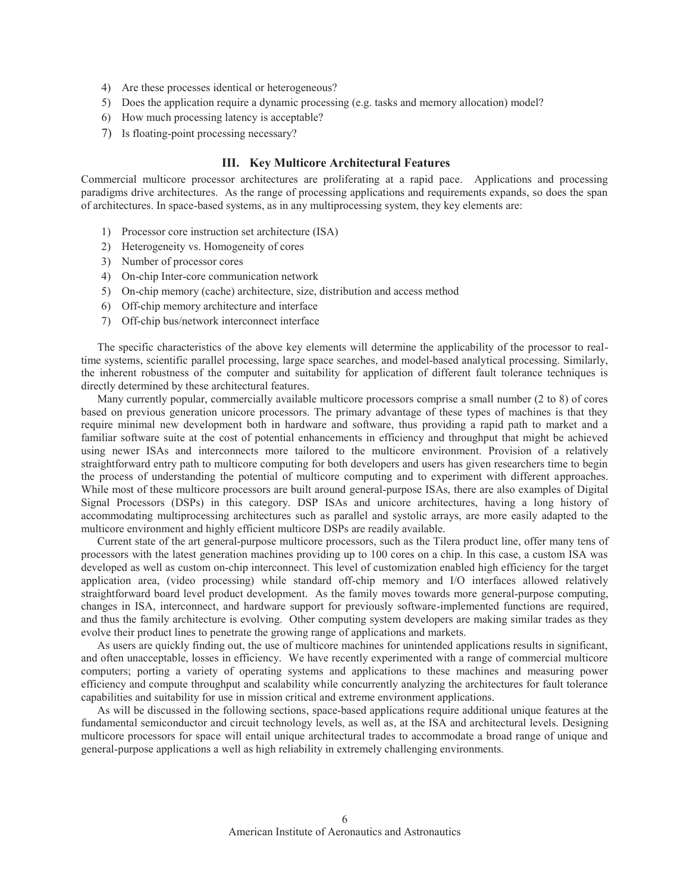4) Are these processes identical or heterogeneous?
5) Does the application require a dynamic processing (e.g. tasks and memory allocation) model?
6) How much processing latency is acceptable?
7) Is floating-point processing necessary?

## III. Key Multicore Architectural Features

Commercial multicore processor architectures are proliferating at a rapid pace. Applications and processing paradigms drive architectures. As the range of processing applications and requirements expands, so does the span of architectures. In space-based systems, as in any multiprocessing system, they key elements are:

1) Processor core instruction set architecture (ISA)
2) Heterogeneity vs. Homogeneity of cores
3) Number of processor cores
4) On-chip Inter-core communication network
5) On-chip memory (cache) architecture, size, distribution and access method
6) Off-chip memory architecture and interface
7) Off-chip bus/network interconnect interface

The specific characteristics of the above key elements will determine the applicability of the processor to real-time systems, scientific parallel processing, large space searches, and model-based analytical processing. Similarly, the inherent robustness of the computer and suitability for application of different fault tolerance techniques is directly determined by these architectural features.

Many currently popular, commercially available multicore processors comprise a small number (2 to 8) of cores based on previous generation unicore processors. The primary advantage of these types of machines is that they require minimal new development both in hardware and software, thus providing a rapid path to market and a familiar software suite at the cost of potential enhancements in efficiency and throughput that might be achieved using newer ISAs and interconnects more tailored to the multicore environment. Provision of a relatively straightforward entry path to multicore computing for both developers and users has given researchers time to begin the process of understanding the potential of multicore computing and to experiment with different approaches. While most of these multicore processors are built around general-purpose ISAs, there are also examples of Digital Signal Processors (DSPs) in this category. DSP ISAs and unicore architectures, having a long history of accommodating multiprocessing architectures such as parallel and systolic arrays, are more easily adapted to the multicore environment and highly efficient multicore DSPs are readily available.

Current state of the art general-purpose multicore processors, such as the Tilera product line, offer many tens of processors with the latest generation machines providing up to 100 cores on a chip. In this case, a custom ISA was developed as well as custom on-chip interconnect. This level of customization enabled high efficiency for the target application area, (video processing) while standard off-chip memory and I/O interfaces allowed relatively straightforward board level product development. As the family moves towards more general-purpose computing, changes in ISA, interconnect, and hardware support for previously software-implemented functions are required, and thus the family architecture is evolving. Other computing system developers are making similar trades as they evolve their product lines to penetrate the growing range of applications and markets.

As users are quickly finding out, the use of multicore machines for unintended applications results in significant, and often unacceptable, losses in efficiency. We have recently experimented with a range of commercial multicore computers; porting a variety of operating systems and applications to these machines and measuring power efficiency and compute throughput and scalability while concurrently analyzing the architectures for fault tolerance capabilities and suitability for use in mission critical and extreme environment applications.

As will be discussed in the following sections, space-based applications require additional unique features at the fundamental semiconductor and circuit technology levels, as well as, at the ISA and architectural levels. Designing multicore processors for space will entail unique architectural trades to accommodate a broad range of unique and general-purpose applications a well as high reliability in extremely challenging environments.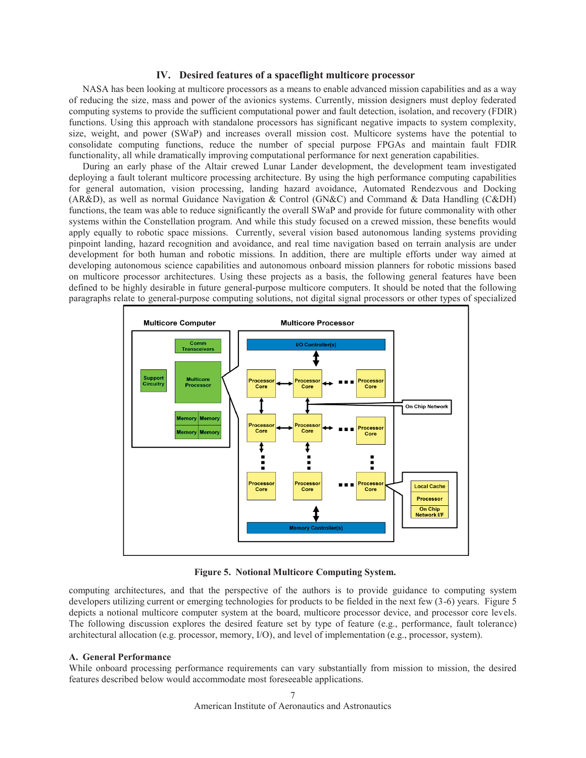## IV. Desired features of a spaceflight multicore processor

NASA has been looking at multicore processors as a means to enable advanced mission capabilities and as a way of reducing the size, mass and power of the avionics systems. Currently, mission designers must deploy federated computing systems to provide the sufficient computational power and fault detection, isolation, and recovery (FDIR) functions. Using this approach with standalone processors has significant negative impacts to system complexity, size, weight, and power (SWaP) and increases overall mission cost. Multicore systems have the potential to consolidate computing functions, reduce the number of special purpose FPGAs and maintain fault FDIR functionality, all while dramatically improving computational performance for next generation capabilities.

During an early phase of the Altair crewed Lunar Lander development, the development team investigated deploying a fault tolerant multicore processing architecture. By using the high performance computing capabilities for general automation, vision processing, landing hazard avoidance, Automated Rendezvous and Docking (AR&D), as well as normal Guidance Navigation & Control (GN&C) and Command & Data Handling (C&DH) functions, the team was able to reduce significantly the overall SWaP and provide for future commonality with other systems within the Constellation program. And while this study focused on a crewed mission, these benefits would apply equally to robotic space missions. Currently, several vision based autonomous landing systems providing pinpoint landing, hazard recognition and avoidance, and real time navigation based on terrain analysis are under development for both human and robotic missions. In addition, there are multiple efforts under way aimed at developing autonomous science capabilities and autonomous onboard mission planners for robotic missions based on multicore processor architectures. Using these projects as a basis, the following general features have been defined to be highly desirable in future general-purpose multicore computers. It should be noted that the following paragraphs relate to general-purpose computing solutions, not digital signal processors or other types of specialized computing architectures, and that the perspective of the authors is to provide guidance to computing system developers utilizing current or emerging technologies for products to be fielded in the next few (3-6) years. Figure 5 depicts a notional multicore computer system at the board, multicore processor device, and processor core levels. The following discussion explores the desired feature set by type of feature (e.g., performance, fault tolerance) architectural allocation (e.g. processor, memory, I/O), and level of implementation (e.g., processor, system).

Multicore Computer
Comm Transceivers
Support Circuitry
Multicore Processor
Memory Memory
Memory Memory
Multicore Processor
I/O Controller(s)
Processor Core
On Chip Network
Local Cache
Processor
On Chip Network I/F
Memory Controller(s)

**Figure 5. Notional Multicore Computing System.**

### A. General Performance

While onboard processing performance requirements can vary substantially from mission to mission, the desired features described below would accommodate most foreseeable applications.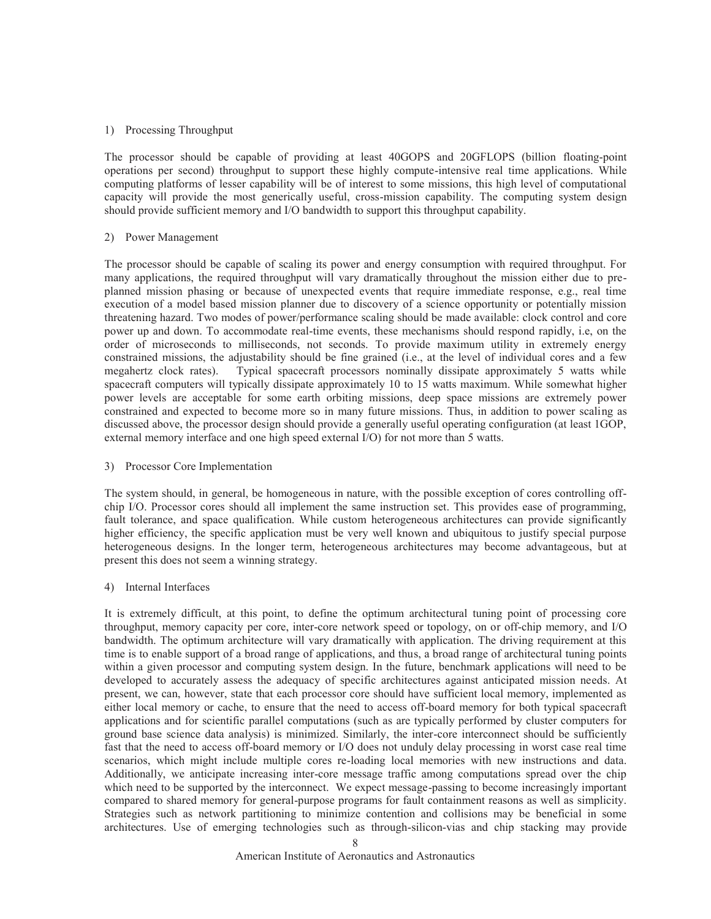1) Processing Throughput

The processor should be capable of providing at least 40GOPS and 20GFLOPS (billion floating-point operations per second) throughput to support these highly compute-intensive real time applications. While computing platforms of lesser capability will be of interest to some missions, this high level of computational capacity will provide the most generically useful, cross-mission capability. The computing system design should provide sufficient memory and I/O bandwidth to support this throughput capability.

2) Power Management

The processor should be capable of scaling its power and energy consumption with required throughput. For many applications, the required throughput will vary dramatically throughout the mission either due to pre-planned mission phasing or because of unexpected events that require immediate response, e.g., real time execution of a model based mission planner due to discovery of a science opportunity or potentially mission threatening hazard. Two modes of power/performance scaling should be made available: clock control and core power up and down. To accommodate real-time events, these mechanisms should respond rapidly, i.e, on the order of microseconds to milliseconds, not seconds. To provide maximum utility in extremely energy constrained missions, the adjustability should be fine grained (i.e., at the level of individual cores and a few megahertz clock rates). Typical spacecraft processors nominally dissipate approximately 5 watts while spacecraft computers will typically dissipate approximately 10 to 15 watts maximum. While somewhat higher power levels are acceptable for some earth orbiting missions, deep space missions are extremely power constrained and expected to become more so in many future missions. Thus, in addition to power scaling as discussed above, the processor design should provide a generally useful operating configuration (at least 1GOP, external memory interface and one high speed external I/O) for not more than 5 watts.

3) Processor Core Implementation

The system should, in general, be homogeneous in nature, with the possible exception of cores controlling off-chip I/O. Processor cores should all implement the same instruction set. This provides ease of programming, fault tolerance, and space qualification. While custom heterogeneous architectures can provide significantly higher efficiency, the specific application must be very well known and ubiquitous to justify special purpose heterogeneous designs. In the longer term, heterogeneous architectures may become advantageous, but at present this does not seem a winning strategy.

4) Internal Interfaces

It is extremely difficult, at this point, to define the optimum architectural tuning point of processing core throughput, memory capacity per core, inter-core network speed or topology, on or off-chip memory, and I/O bandwidth. The optimum architecture will vary dramatically with application. The driving requirement at this time is to enable support of a broad range of applications, and thus, a broad range of architectural tuning points within a given processor and computing system design. In the future, benchmark applications will need to be developed to accurately assess the adequacy of specific architectures against anticipated mission needs. At present, we can, however, state that each processor core should have sufficient local memory, implemented as either local memory or cache, to ensure that the need to access off-board memory for both typical spacecraft applications and for scientific parallel computations (such as are typically performed by cluster computers for ground base science data analysis) is minimized. Similarly, the inter-core interconnect should be sufficiently fast that the need to access off-board memory or I/O does not unduly delay processing in worst case real time scenarios, which might include multiple cores re-loading local memories with new instructions and data. Additionally, we anticipate increasing inter-core message traffic among computations spread over the chip which need to be supported by the interconnect. We expect message-passing to become increasingly important compared to shared memory for general-purpose programs for fault containment reasons as well as simplicity. Strategies such as network partitioning to minimize contention and collisions may be beneficial in some architectures. Use of emerging technologies such as through-silicon-vias and chip stacking may provide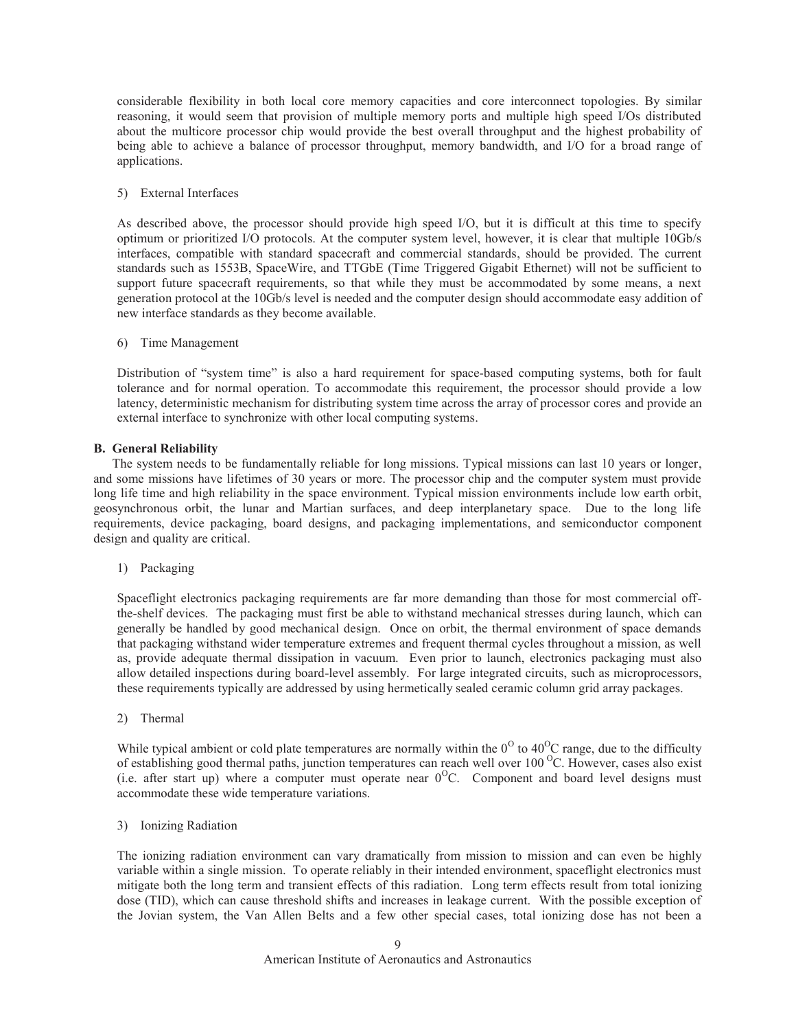considerable flexibility in both local core memory capacities and core interconnect topologies. By similar reasoning, it would seem that provision of multiple memory ports and multiple high speed I/Os distributed about the multicore processor chip would provide the best overall throughput and the highest probability of being able to achieve a balance of processor throughput, memory bandwidth, and I/O for a broad range of applications.

5) External Interfaces

As described above, the processor should provide high speed I/O, but it is difficult at this time to specify optimum or prioritized I/O protocols. At the computer system level, however, it is clear that multiple 10Gb/s interfaces, compatible with standard spacecraft and commercial standards, should be provided. The current standards such as 1553B, SpaceWire, and TTGbE (Time Triggered Gigabit Ethernet) will not be sufficient to support future spacecraft requirements, so that while they must be accommodated by some means, a next generation protocol at the 10Gb/s level is needed and the computer design should accommodate easy addition of new interface standards as they become available.

6) Time Management

Distribution of "system time" is also a hard requirement for space-based computing systems, both for fault tolerance and for normal operation. To accommodate this requirement, the processor should provide a low latency, deterministic mechanism for distributing system time across the array of processor cores and provide an external interface to synchronize with other local computing systems.

**B. General Reliability**

The system needs to be fundamentally reliable for long missions. Typical missions can last 10 years or longer, and some missions have lifetimes of 30 years or more. The processor chip and the computer system must provide long life time and high reliability in the space environment. Typical mission environments include low earth orbit, geosynchronous orbit, the lunar and Martian surfaces, and deep interplanetary space. Due to the long life requirements, device packaging, board designs, and packaging implementations, and semiconductor component design and quality are critical.

1) Packaging

Spaceflight electronics packaging requirements are far more demanding than those for most commercial off-the-shelf devices. The packaging must first be able to withstand mechanical stresses during launch, which can generally be handled by good mechanical design. Once on orbit, the thermal environment of space demands that packaging withstand wider temperature extremes and frequent thermal cycles throughout a mission, as well as, provide adequate thermal dissipation in vacuum. Even prior to launch, electronics packaging must also allow detailed inspections during board-level assembly. For large integrated circuits, such as microprocessors, these requirements typically are addressed by using hermetically sealed ceramic column grid array packages.

2) Thermal

While typical ambient or cold plate temperatures are normally within the $0^{O}$ to $40^{O}$C range, due to the difficulty of establishing good thermal paths, junction temperatures can reach well over 100 $^{O}$C. However, cases also exist (i.e. after start up) where a computer must operate near $0^{O}$C. Component and board level designs must accommodate these wide temperature variations.

3) Ionizing Radiation

The ionizing radiation environment can vary dramatically from mission to mission and can even be highly variable within a single mission. To operate reliably in their intended environment, spaceflight electronics must mitigate both the long term and transient effects of this radiation. Long term effects result from total ionizing dose (TID), which can cause threshold shifts and increases in leakage current. With the possible exception of the Jovian system, the Van Allen Belts and a few other special cases, total ionizing dose has not been a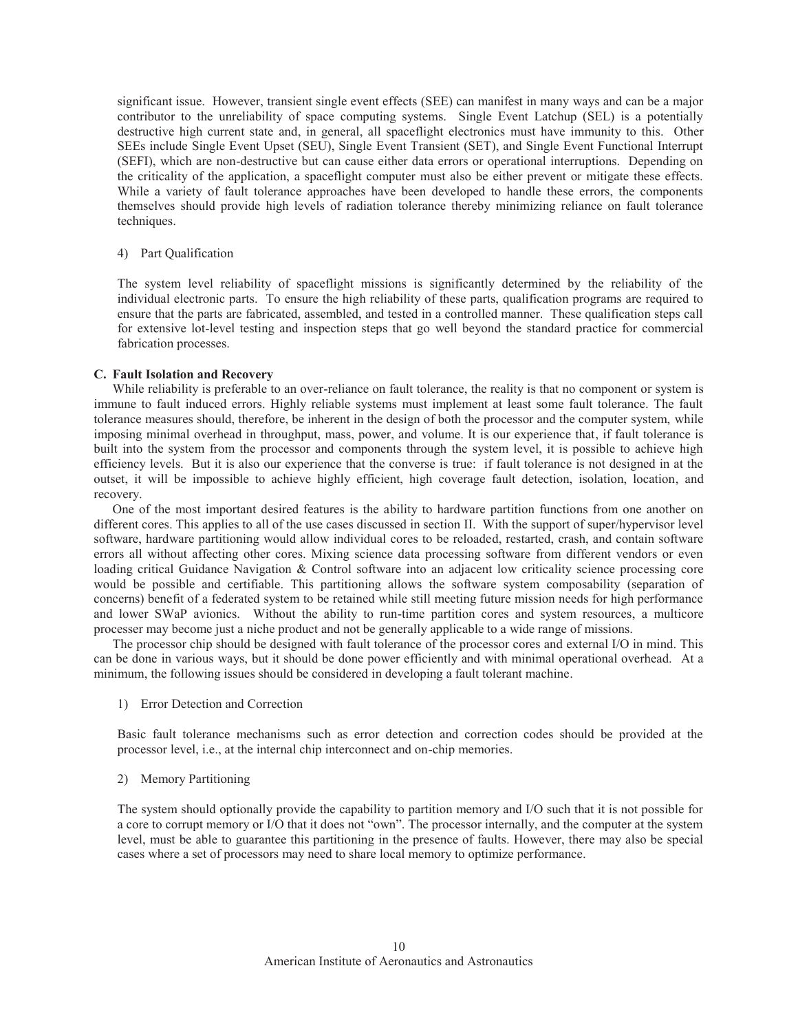significant issue. However, transient single event effects (SEE) can manifest in many ways and can be a major contributor to the unreliability of space computing systems. Single Event Latchup (SEL) is a potentially destructive high current state and, in general, all spaceflight electronics must have immunity to this. Other SEEs include Single Event Upset (SEU), Single Event Transient (SET), and Single Event Functional Interrupt (SEFI), which are non-destructive but can cause either data errors or operational interruptions. Depending on the criticality of the application, a spaceflight computer must also be either prevent or mitigate these effects. While a variety of fault tolerance approaches have been developed to handle these errors, the components themselves should provide high levels of radiation tolerance thereby minimizing reliance on fault tolerance techniques.

4) Part Qualification

The system level reliability of spaceflight missions is significantly determined by the reliability of the individual electronic parts. To ensure the high reliability of these parts, qualification programs are required to ensure that the parts are fabricated, assembled, and tested in a controlled manner. These qualification steps call for extensive lot-level testing and inspection steps that go well beyond the standard practice for commercial fabrication processes.

### C. Fault Isolation and Recovery

While reliability is preferable to an over-reliance on fault tolerance, the reality is that no component or system is immune to fault induced errors. Highly reliable systems must implement at least some fault tolerance. The fault tolerance measures should, therefore, be inherent in the design of both the processor and the computer system, while imposing minimal overhead in throughput, mass, power, and volume. It is our experience that, if fault tolerance is built into the system from the processor and components through the system level, it is possible to achieve high efficiency levels. But it is also our experience that the converse is true: if fault tolerance is not designed in at the outset, it will be impossible to achieve highly efficient, high coverage fault detection, isolation, location, and recovery.

One of the most important desired features is the ability to hardware partition functions from one another on different cores. This applies to all of the use cases discussed in section II. With the support of super/hypervisor level software, hardware partitioning would allow individual cores to be reloaded, restarted, crash, and contain software errors all without affecting other cores. Mixing science data processing software from different vendors or even loading critical Guidance Navigation & Control software into an adjacent low criticality science processing core would be possible and certifiable. This partitioning allows the software system composability (separation of concerns) benefit of a federated system to be retained while still meeting future mission needs for high performance and lower SWaP avionics. Without the ability to run-time partition cores and system resources, a multicore processer may become just a niche product and not be generally applicable to a wide range of missions.

The processor chip should be designed with fault tolerance of the processor cores and external I/O in mind. This can be done in various ways, but it should be done power efficiently and with minimal operational overhead. At a minimum, the following issues should be considered in developing a fault tolerant machine.

1) Error Detection and Correction

Basic fault tolerance mechanisms such as error detection and correction codes should be provided at the processor level, i.e., at the internal chip interconnect and on-chip memories.

2) Memory Partitioning

The system should optionally provide the capability to partition memory and I/O such that it is not possible for a core to corrupt memory or I/O that it does not "own". The processor internally, and the computer at the system level, must be able to guarantee this partitioning in the presence of faults. However, there may also be special cases where a set of processors may need to share local memory to optimize performance.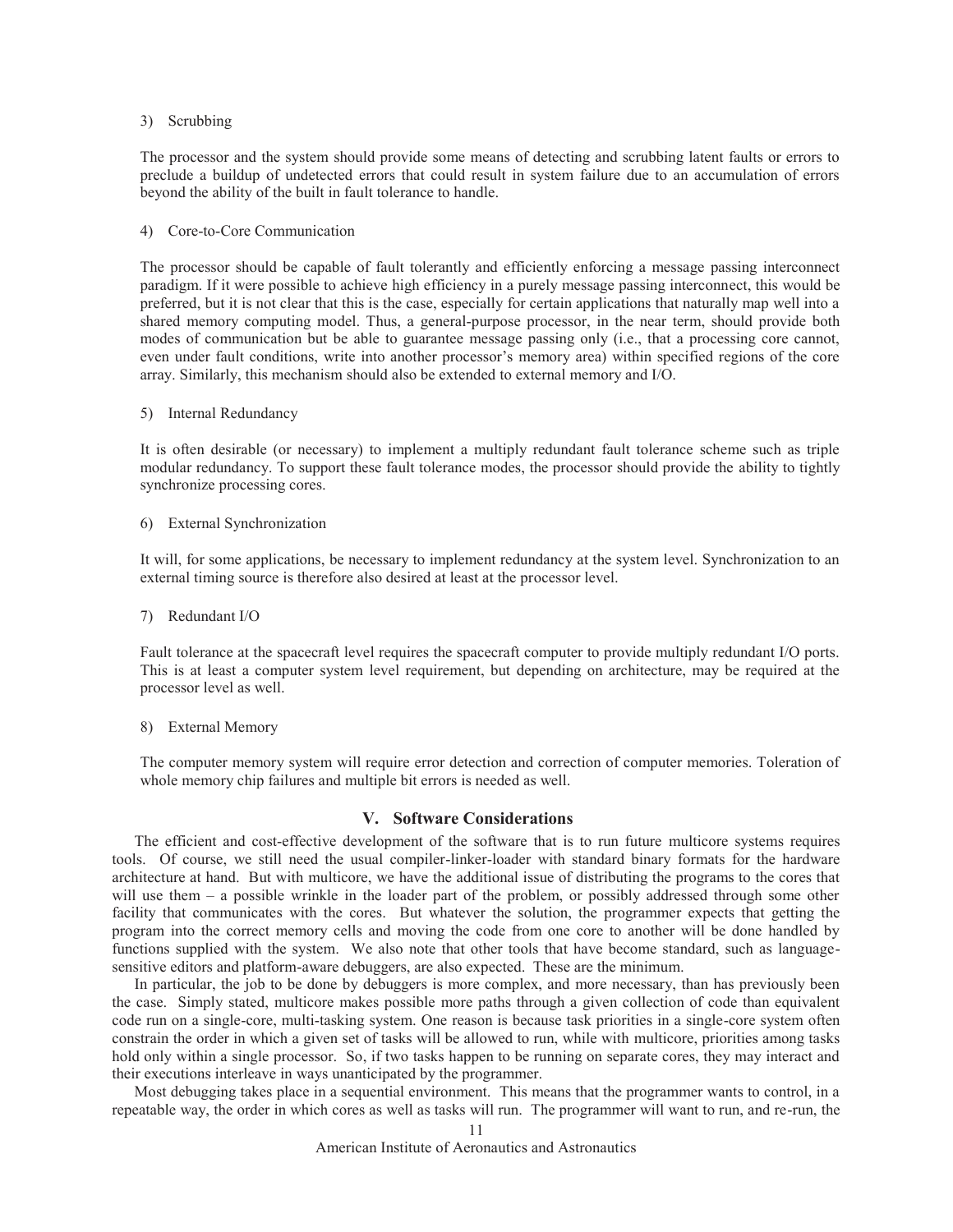3) Scrubbing

The processor and the system should provide some means of detecting and scrubbing latent faults or errors to preclude a buildup of undetected errors that could result in system failure due to an accumulation of errors beyond the ability of the built in fault tolerance to handle.

4) Core-to-Core Communication

The processor should be capable of fault tolerantly and efficiently enforcing a message passing interconnect paradigm. If it were possible to achieve high efficiency in a purely message passing interconnect, this would be preferred, but it is not clear that this is the case, especially for certain applications that naturally map well into a shared memory computing model. Thus, a general-purpose processor, in the near term, should provide both modes of communication but be able to guarantee message passing only (i.e., that a processing core cannot, even under fault conditions, write into another processor's memory area) within specified regions of the core array. Similarly, this mechanism should also be extended to external memory and I/O.

5) Internal Redundancy

It is often desirable (or necessary) to implement a multiply redundant fault tolerance scheme such as triple modular redundancy. To support these fault tolerance modes, the processor should provide the ability to tightly synchronize processing cores.

6) External Synchronization

It will, for some applications, be necessary to implement redundancy at the system level. Synchronization to an external timing source is therefore also desired at least at the processor level.

7) Redundant I/O

Fault tolerance at the spacecraft level requires the spacecraft computer to provide multiply redundant I/O ports. This is at least a computer system level requirement, but depending on architecture, may be required at the processor level as well.

8) External Memory

The computer memory system will require error detection and correction of computer memories. Toleration of whole memory chip failures and multiple bit errors is needed as well.

## V. Software Considerations

The efficient and cost-effective development of the software that is to run future multicore systems requires tools. Of course, we still need the usual compiler-linker-loader with standard binary formats for the hardware architecture at hand. But with multicore, we have the additional issue of distributing the programs to the cores that will use them – a possible wrinkle in the loader part of the problem, or possibly addressed through some other facility that communicates with the cores. But whatever the solution, the programmer expects that getting the program into the correct memory cells and moving the code from one core to another will be done handled by functions supplied with the system. We also note that other tools that have become standard, such as language-sensitive editors and platform-aware debuggers, are also expected. These are the minimum.

In particular, the job to be done by debuggers is more complex, and more necessary, than has previously been the case. Simply stated, multicore makes possible more paths through a given collection of code than equivalent code run on a single-core, multi-tasking system. One reason is because task priorities in a single-core system often constrain the order in which a given set of tasks will be allowed to run, while with multicore, priorities among tasks hold only within a single processor. So, if two tasks happen to be running on separate cores, they may interact and their executions interleave in ways unanticipated by the programmer.

Most debugging takes place in a sequential environment. This means that the programmer wants to control, in a repeatable way, the order in which cores as well as tasks will run. The programmer will want to run, and re-run, the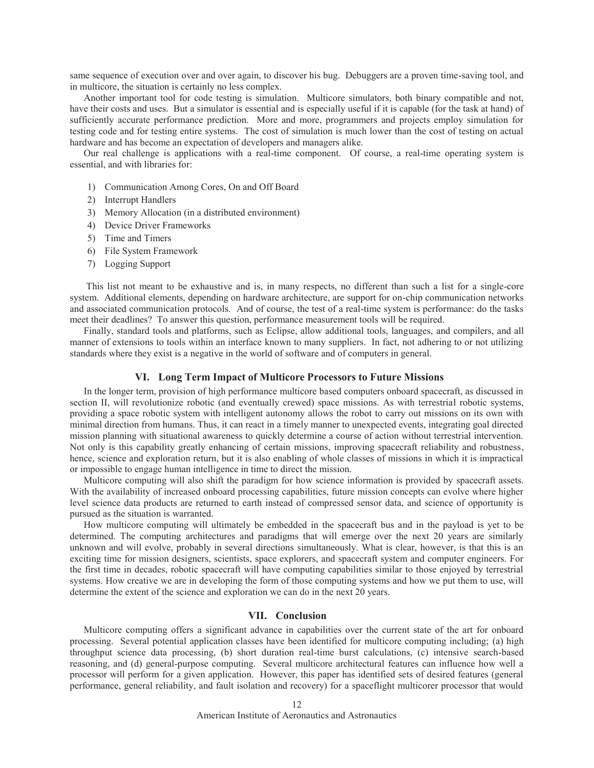same sequence of execution over and over again, to discover his bug. Debuggers are a proven time-saving tool, and in multicore, the situation is certainly no less complex.

Another important tool for code testing is simulation. Multicore simulators, both binary compatible and not, have their costs and uses. But a simulator is essential and is especially useful if it is capable (for the task at hand) of sufficiently accurate performance prediction. More and more, programmers and projects employ simulation for testing code and for testing entire systems. The cost of simulation is much lower than the cost of testing on actual hardware and has become an expectation of developers and managers alike.

Our real challenge is applications with a real-time component. Of course, a real-time operating system is essential, and with libraries for:

1) Communication Among Cores, On and Off Board
2) Interrupt Handlers
3) Memory Allocation (in a distributed environment)
4) Device Driver Frameworks
5) Time and Timers
6) File System Framework
7) Logging Support

This list not meant to be exhaustive and is, in many respects, no different than such a list for a single-core system. Additional elements, depending on hardware architecture, are support for on-chip communication networks and associated communication protocols. And of course, the test of a real-time system is performance: do the tasks meet their deadlines? To answer this question, performance measurement tools will be required.

Finally, standard tools and platforms, such as Eclipse, allow additional tools, languages, and compilers, and all manner of extensions to tools within an interface known to many suppliers. In fact, not adhering to or not utilizing standards where they exist is a negative in the world of software and of computers in general.

## VI. Long Term Impact of Multicore Processors to Future Missions

In the longer term, provision of high performance multicore based computers onboard spacecraft, as discussed in section II, will revolutionize robotic (and eventually crewed) space missions. As with terrestrial robotic systems, providing a space robotic system with intelligent autonomy allows the robot to carry out missions on its own with minimal direction from humans. Thus, it can react in a timely manner to unexpected events, integrating goal directed mission planning with situational awareness to quickly determine a course of action without terrestrial intervention. Not only is this capability greatly enhancing of certain missions, improving spacecraft reliability and robustness, hence, science and exploration return, but it is also enabling of whole classes of missions in which it is impractical or impossible to engage human intelligence in time to direct the mission.

Multicore computing will also shift the paradigm for how science information is provided by spacecraft assets. With the availability of increased onboard processing capabilities, future mission concepts can evolve where higher level science data products are returned to earth instead of compressed sensor data, and science of opportunity is pursued as the situation is warranted.

How multicore computing will ultimately be embedded in the spacecraft bus and in the payload is yet to be determined. The computing architectures and paradigms that will emerge over the next 20 years are similarly unknown and will evolve, probably in several directions simultaneously. What is clear, however, is that this is an exciting time for mission designers, scientists, space explorers, and spacecraft system and computer engineers. For the first time in decades, robotic spacecraft will have computing capabilities similar to those enjoyed by terrestrial systems. How creative we are in developing the form of those computing systems and how we put them to use, will determine the extent of the science and exploration we can do in the next 20 years.

## VII. Conclusion

Multicore computing offers a significant advance in capabilities over the current state of the art for onboard processing. Several potential application classes have been identified for multicore computing including; (a) high throughput science data processing, (b) short duration real-time burst calculations, (c) intensive search-based reasoning, and (d) general-purpose computing. Several multicore architectural features can influence how well a processor will perform for a given application. However, this paper has identified sets of desired features (general performance, general reliability, and fault isolation and recovery) for a spaceflight multicorer processor that would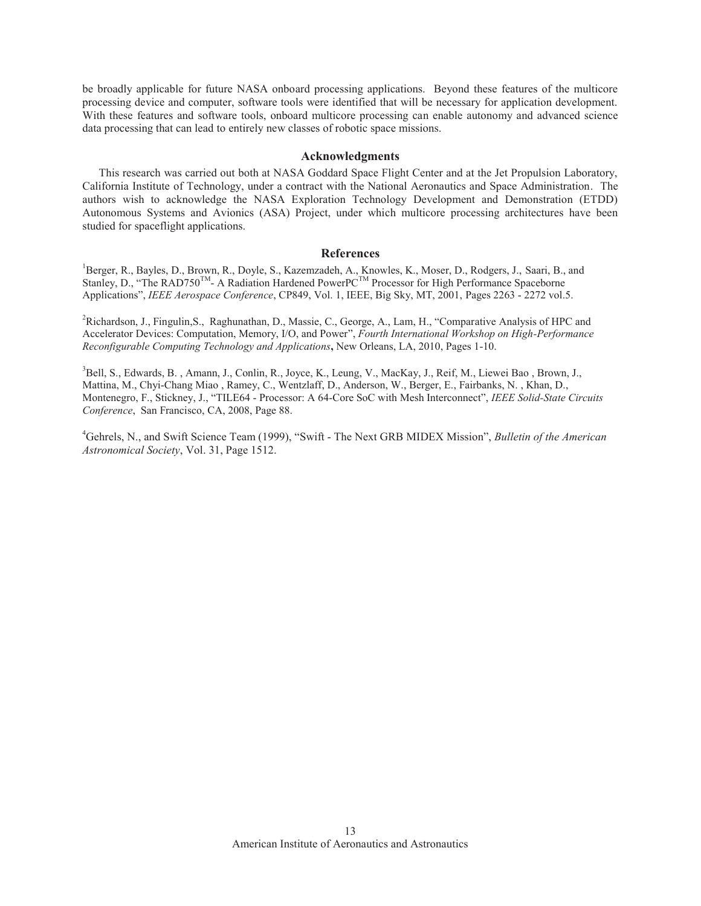be broadly applicable for future NASA onboard processing applications. Beyond these features of the multicore processing device and computer, software tools were identified that will be necessary for application development. With these features and software tools, onboard multicore processing can enable autonomy and advanced science data processing that can lead to entirely new classes of robotic space missions.

## Acknowledgments

This research was carried out both at NASA Goddard Space Flight Center and at the Jet Propulsion Laboratory, California Institute of Technology, under a contract with the National Aeronautics and Space Administration. The authors wish to acknowledge the NASA Exploration Technology Development and Demonstration (ETDD) Autonomous Systems and Avionics (ASA) Project, under which multicore processing architectures have been studied for spaceflight applications.

## References

[1]Berger, R., Bayles, D., Brown, R., Doyle, S., Kazemzadeh, A., Knowles, K., Moser, D., Rodgers, J., Saari, B., and Stanley, D., "The RAD750™- A Radiation Hardened PowerPC™ Processor for High Performance Spaceborne Applications", *IEEE Aerospace Conference*, CP849, Vol. 1, IEEE, Big Sky, MT, 2001, Pages 2263 - 2272 vol.5.

[2]Richardson, J., Fingulin,S., Raghunathan, D., Massie, C., George, A., Lam, H., "Comparative Analysis of HPC and Accelerator Devices: Computation, Memory, I/O, and Power", *Fourth International Workshop on High-Performance Reconfigurable Computing Technology and Applications*, New Orleans, LA, 2010, Pages 1-10.

[3]Bell, S., Edwards, B. , Amann, J., Conlin, R., Joyce, K., Leung, V., MacKay, J., Reif, M., Liewei Bao , Brown, J., Mattina, M., Chyi-Chang Miao , Ramey, C., Wentzlaff, D., Anderson, W., Berger, E., Fairbanks, N. , Khan, D., Montenegro, F., Stickney, J., "TILE64 - Processor: A 64-Core SoC with Mesh Interconnect", *IEEE Solid-State Circuits Conference*, San Francisco, CA, 2008, Page 88.

[4]Gehrels, N., and Swift Science Team (1999), "Swift - The Next GRB MIDEX Mission", *Bulletin of the American Astronomical Society*, Vol. 31, Page 1512.